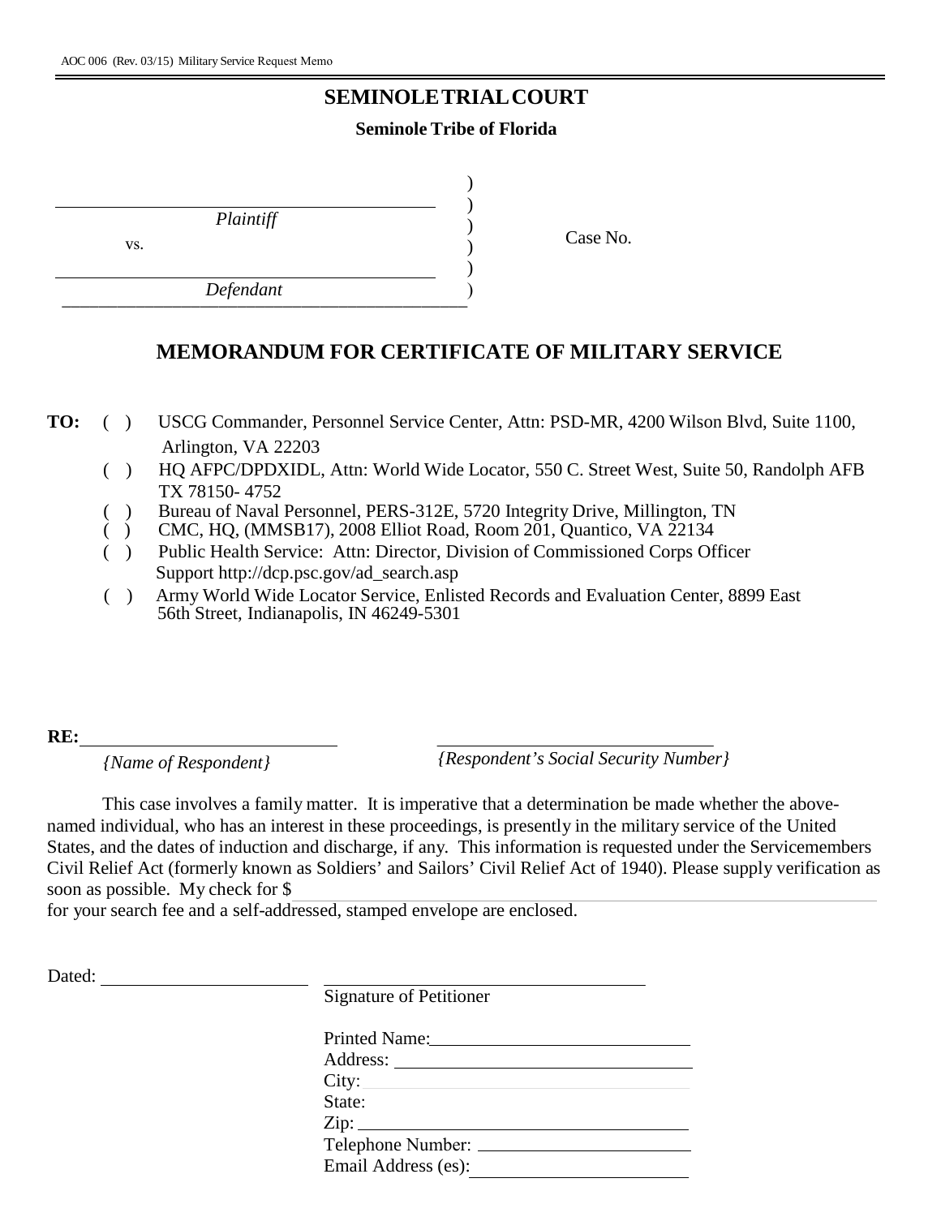AOC 006 (Rev. 03/15) Military Service Request Memo

# SEMINOLE TRIAL COURT

**Seminole Tribe of Florida**

| | | |
|---|---|---|
| _________________________ *Plaintiff* | ) | Case No. |
| vs. | ) | |
| _________________________ *Defendant* | ) | |

## MEMORANDUM FOR CERTIFICATE OF MILITARY SERVICE

**TO:**

( ) USCG Commander, Personnel Service Center, Attn: PSD-MR, 4200 Wilson Blvd, Suite 1100, Arlington, VA 22203

( ) HQ AFPC/DPDXIDL, Attn: World Wide Locator, 550 C. Street West, Suite 50, Randolph AFB TX 78150- 4752

( ) Bureau of Naval Personnel, PERS-312E, 5720 Integrity Drive, Millington, TN

( ) CMC, HQ, (MMSB17), 2008 Elliot Road, Room 201, Quantico, VA 22134

( ) Public Health Service: Attn: Director, Division of Commissioned Corps Officer Support http://dcp.psc.gov/ad_search.asp

( ) Army World Wide Locator Service, Enlisted Records and Evaluation Center, 8899 East 56th Street, Indianapolis, IN 46249-5301

**RE:** ____________________________ ____________________________

*{Name of Respondent}* *{Respondent's Social Security Number}*

This case involves a family matter. It is imperative that a determination be made whether the above-named individual, who has an interest in these proceedings, is presently in the military service of the United States, and the dates of induction and discharge, if any. This information is requested under the Servicemembers Civil Relief Act (formerly known as Soldiers' and Sailors' Civil Relief Act of 1940). Please supply verification as soon as possible. My check for $ ____________________ for your search fee and a self-addressed, stamped envelope are enclosed.

Dated: ____________________ ______________________________

Signature of Petitioner

Printed Name: ____________________

Address: ____________________

City: ____________________

State:

Zip: ____________________

Telephone Number: ____________________

Email Address (es): ____________________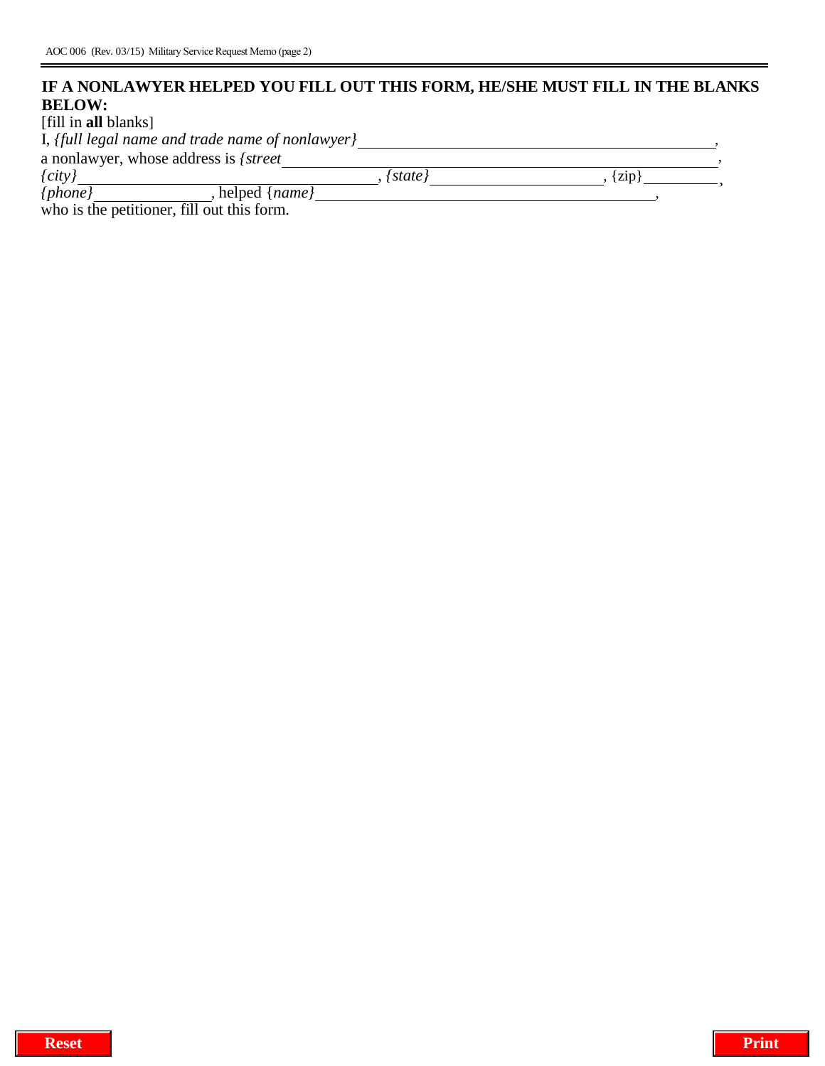**IF A NONLAWYER HELPED YOU FILL OUT THIS FORM, HE/SHE MUST FILL IN THE BLANKS BELOW:**

[fill in **all** blanks]

I, *{full legal name and trade name of nonlawyer}* ______________________________,
a nonlawyer, whose address is *{street* ______________________________,
*{city}* ____________________, *{state}* ____________, {zip} ________,
*{phone}* ____________, helped {*name}* ______________________________,
who is the petitioner, fill out this form.

Reset

Print